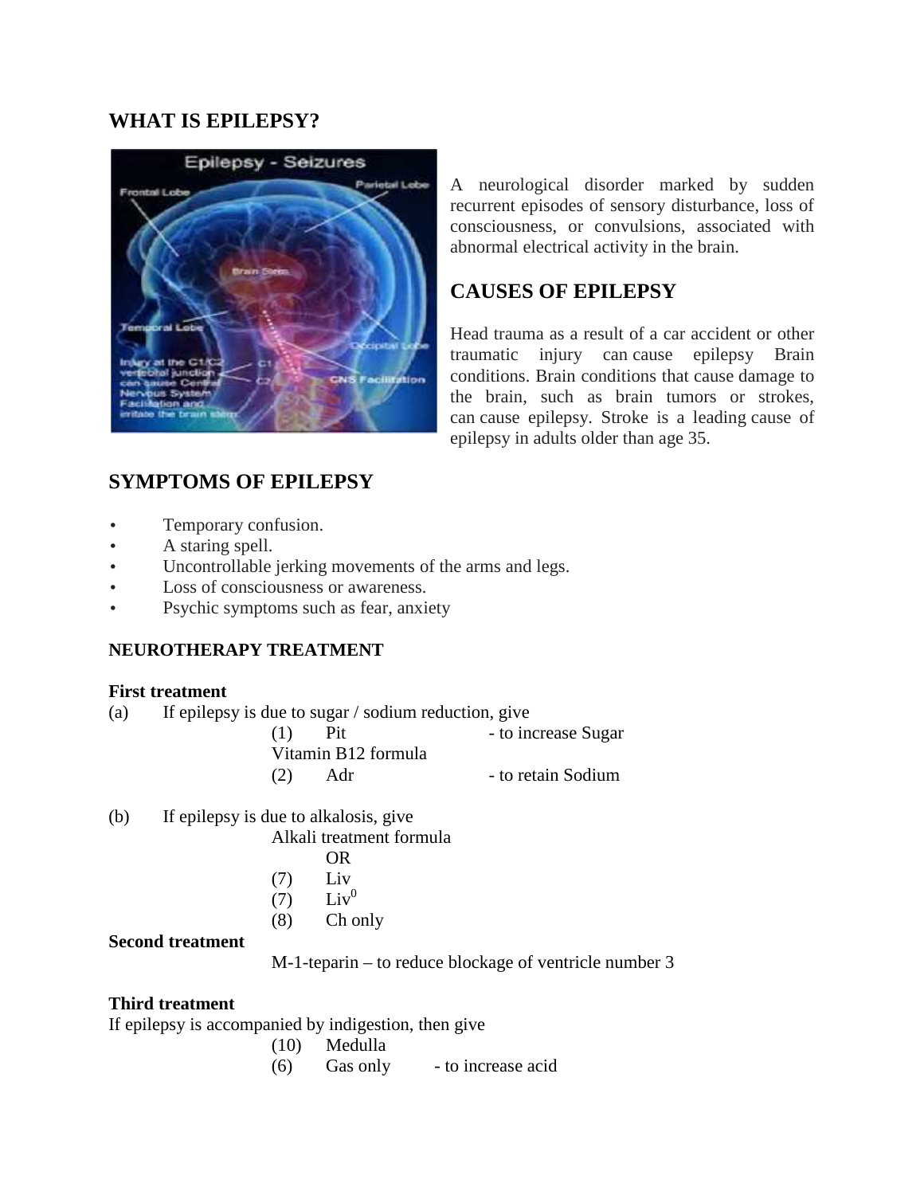## WHAT IS EPILEPSY?

A neurological disorder marked by sudden recurrent episodes of sensory disturbance, loss of consciousness, or convulsions, associated with abnormal electrical activity in the brain.

## CAUSES OF EPILEPSY

Head trauma as a result of a car accident or other traumatic injury can cause epilepsy Brain conditions. Brain conditions that cause damage to the brain, such as brain tumors or strokes, can cause epilepsy. Stroke is a leading cause of epilepsy in adults older than age 35.

## SYMPTOMS OF EPILEPSY

- Temporary confusion.
- A staring spell.
- Uncontrollable jerking movements of the arms and legs.
- Loss of consciousness or awareness.
- Psychic symptoms such as fear, anxiety

### NEUROTHERAPY TREATMENT

**First treatment**

(a) If epilepsy is due to sugar / sodium reduction, give

(1) Pit - to increase Sugar

Vitamin B12 formula

(2) Adr - to retain Sodium

(b) If epilepsy is due to alkalosis, give

Alkali treatment formula

OR

(7) Liv

(7) $Liv^0$

(8) Ch only

**Second treatment**

M-1-teparin – to reduce blockage of ventricle number 3

**Third treatment**

If epilepsy is accompanied by indigestion, then give

(10) Medulla

(6) Gas only - to increase acid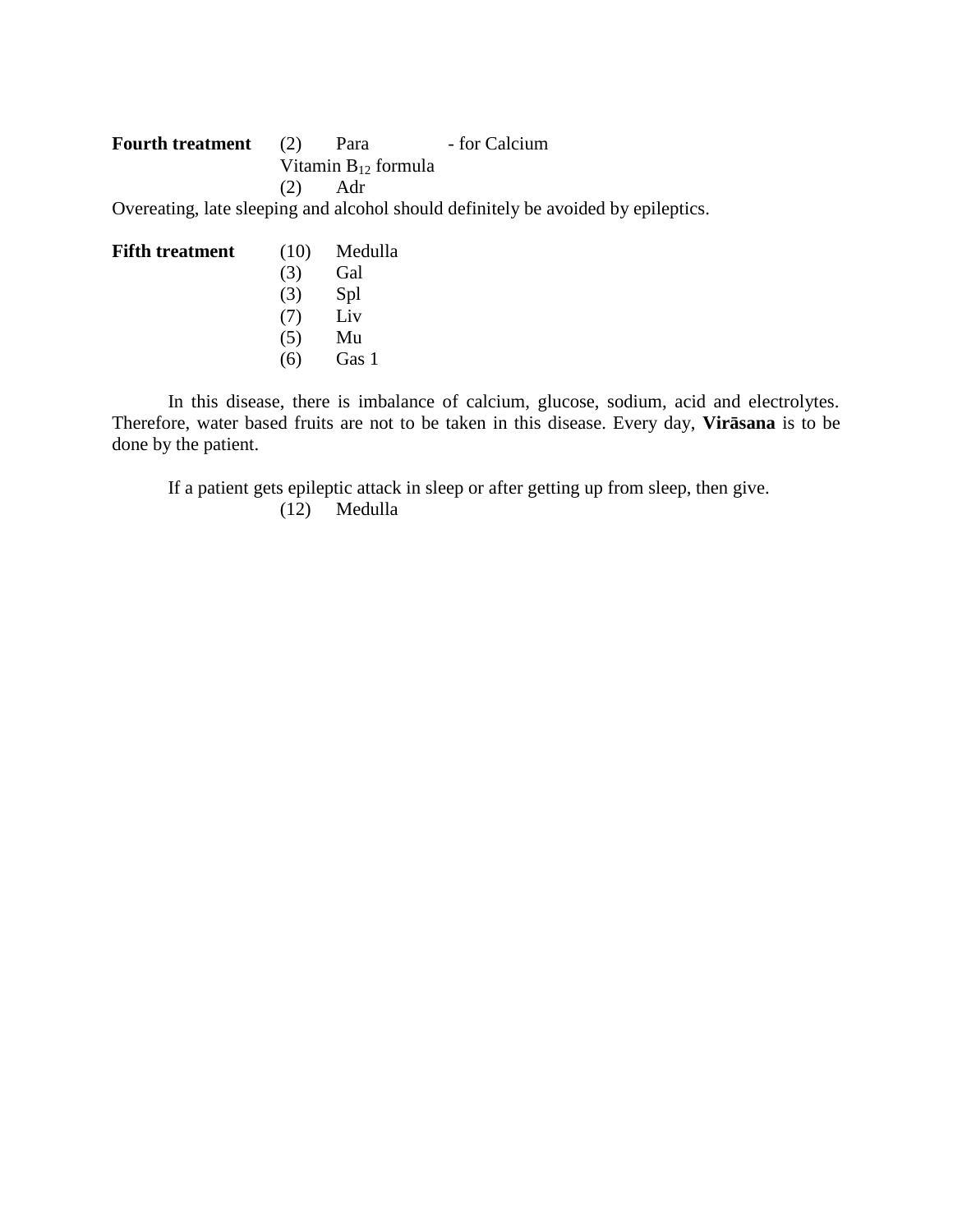**Fourth treatment** (2) Para - for Calcium

Vitamin $B_{12}$ formula

(2) Adr

Overeating, late sleeping and alcohol should definitely be avoided by epileptics.

**Fifth treatment**

(10) Medulla
(3) Gal
(3) Spl
(7) Liv
(5) Mu
(6) Gas 1

In this disease, there is imbalance of calcium, glucose, sodium, acid and electrolytes. Therefore, water based fruits are not to be taken in this disease. Every day, **Virāsana** is to be done by the patient.

If a patient gets epileptic attack in sleep or after getting up from sleep, then give.

(12) Medulla